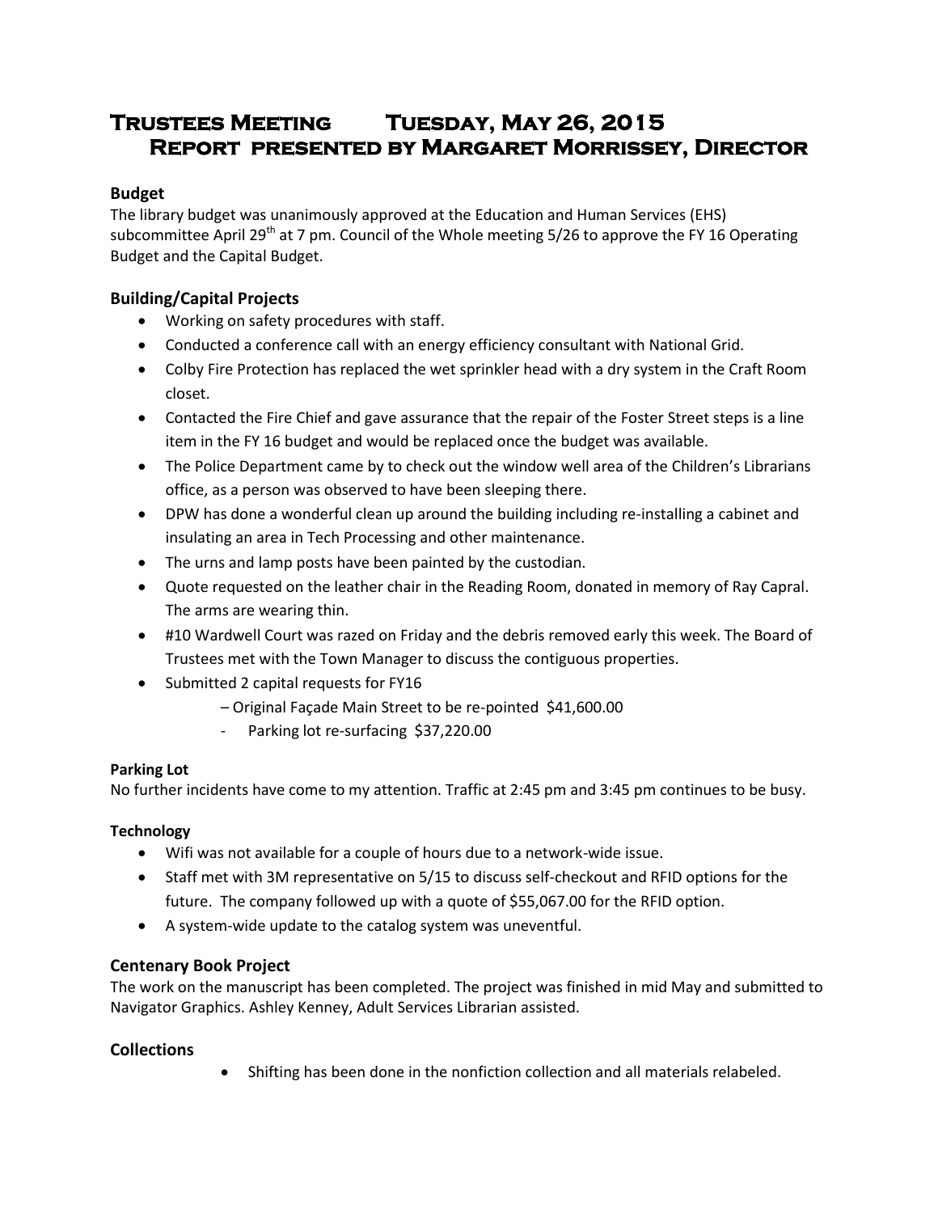# Trustees Meeting Tuesday, May 26, 2015
# Report presented by Margaret Morrissey, Director

## Budget

The library budget was unanimously approved at the Education and Human Services (EHS) subcommittee April 29th at 7 pm. Council of the Whole meeting 5/26 to approve the FY 16 Operating Budget and the Capital Budget.

## Building/Capital Projects

- Working on safety procedures with staff.
- Conducted a conference call with an energy efficiency consultant with National Grid.
- Colby Fire Protection has replaced the wet sprinkler head with a dry system in the Craft Room closet.
- Contacted the Fire Chief and gave assurance that the repair of the Foster Street steps is a line item in the FY 16 budget and would be replaced once the budget was available.
- The Police Department came by to check out the window well area of the Children's Librarians office, as a person was observed to have been sleeping there.
- DPW has done a wonderful clean up around the building including re-installing a cabinet and insulating an area in Tech Processing and other maintenance.
- The urns and lamp posts have been painted by the custodian.
- Quote requested on the leather chair in the Reading Room, donated in memory of Ray Capral. The arms are wearing thin.
- #10 Wardwell Court was razed on Friday and the debris removed early this week. The Board of Trustees met with the Town Manager to discuss the contiguous properties.
- Submitted 2 capital requests for FY16
  - Original Façade Main Street to be re-pointed $41,600.00
  - Parking lot re-surfacing $37,220.00

### Parking Lot

No further incidents have come to my attention. Traffic at 2:45 pm and 3:45 pm continues to be busy.

### Technology

- Wifi was not available for a couple of hours due to a network-wide issue.
- Staff met with 3M representative on 5/15 to discuss self-checkout and RFID options for the future. The company followed up with a quote of $55,067.00 for the RFID option.
- A system-wide update to the catalog system was uneventful.

## Centenary Book Project

The work on the manuscript has been completed. The project was finished in mid May and submitted to Navigator Graphics. Ashley Kenney, Adult Services Librarian assisted.

## Collections

- Shifting has been done in the nonfiction collection and all materials relabeled.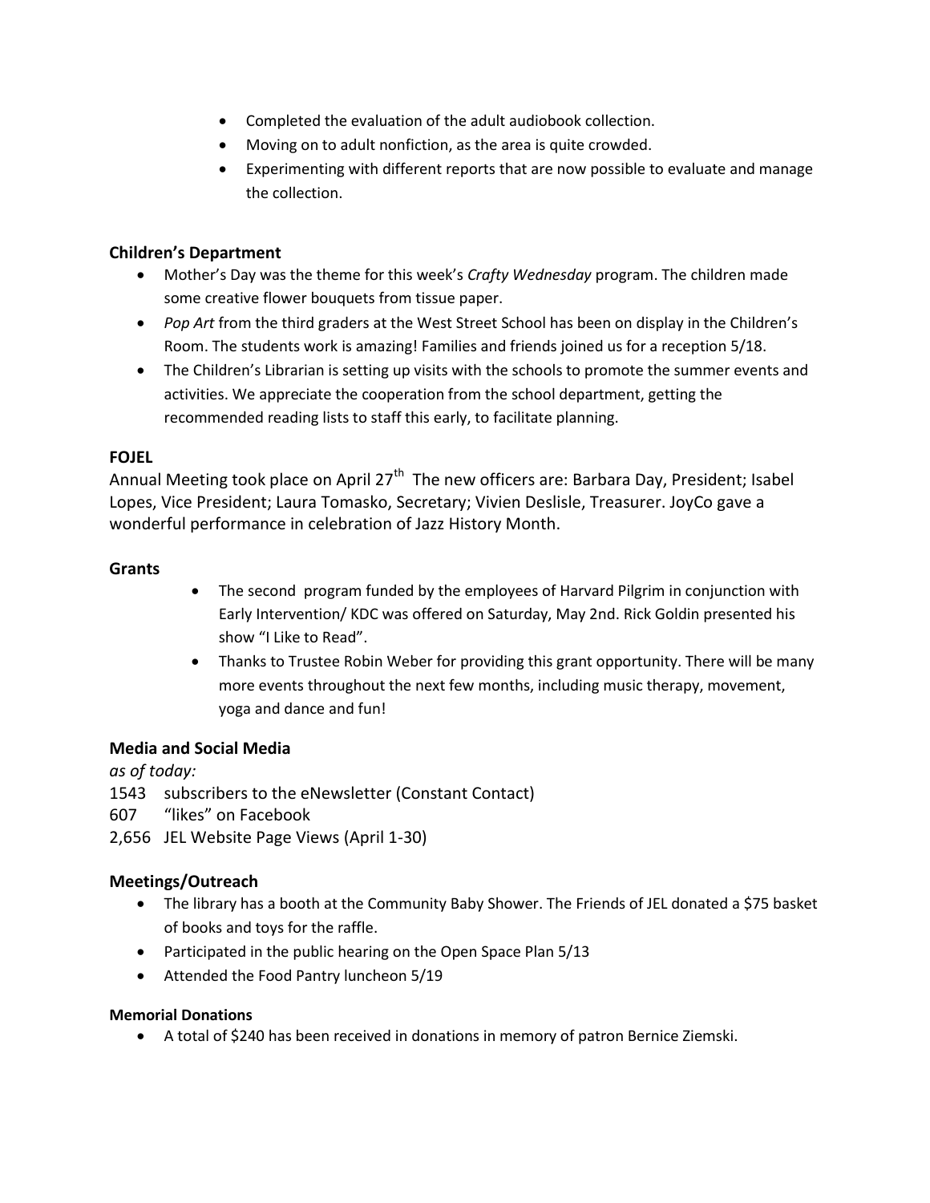- Completed the evaluation of the adult audiobook collection.
- Moving on to adult nonfiction, as the area is quite crowded.
- Experimenting with different reports that are now possible to evaluate and manage the collection.

### Children's Department

- Mother's Day was the theme for this week's *Crafty Wednesday* program. The children made some creative flower bouquets from tissue paper.
- *Pop Art* from the third graders at the West Street School has been on display in the Children's Room. The students work is amazing! Families and friends joined us for a reception 5/18.
- The Children's Librarian is setting up visits with the schools to promote the summer events and activities. We appreciate the cooperation from the school department, getting the recommended reading lists to staff this early, to facilitate planning.

### FOJEL

Annual Meeting took place on April 27th The new officers are: Barbara Day, President; Isabel Lopes, Vice President; Laura Tomasko, Secretary; Vivien Deslisle, Treasurer. JoyCo gave a wonderful performance in celebration of Jazz History Month.

### Grants

- The second program funded by the employees of Harvard Pilgrim in conjunction with Early Intervention/ KDC was offered on Saturday, May 2nd. Rick Goldin presented his show "I Like to Read".
- Thanks to Trustee Robin Weber for providing this grant opportunity. There will be many more events throughout the next few months, including music therapy, movement, yoga and dance and fun!

### Media and Social Media

*as of today:*

1543 subscribers to the eNewsletter (Constant Contact)
607 "likes" on Facebook
2,656 JEL Website Page Views (April 1-30)

### Meetings/Outreach

- The library has a booth at the Community Baby Shower. The Friends of JEL donated a $75 basket of books and toys for the raffle.
- Participated in the public hearing on the Open Space Plan 5/13
- Attended the Food Pantry luncheon 5/19

#### Memorial Donations

- A total of $240 has been received in donations in memory of patron Bernice Ziemski.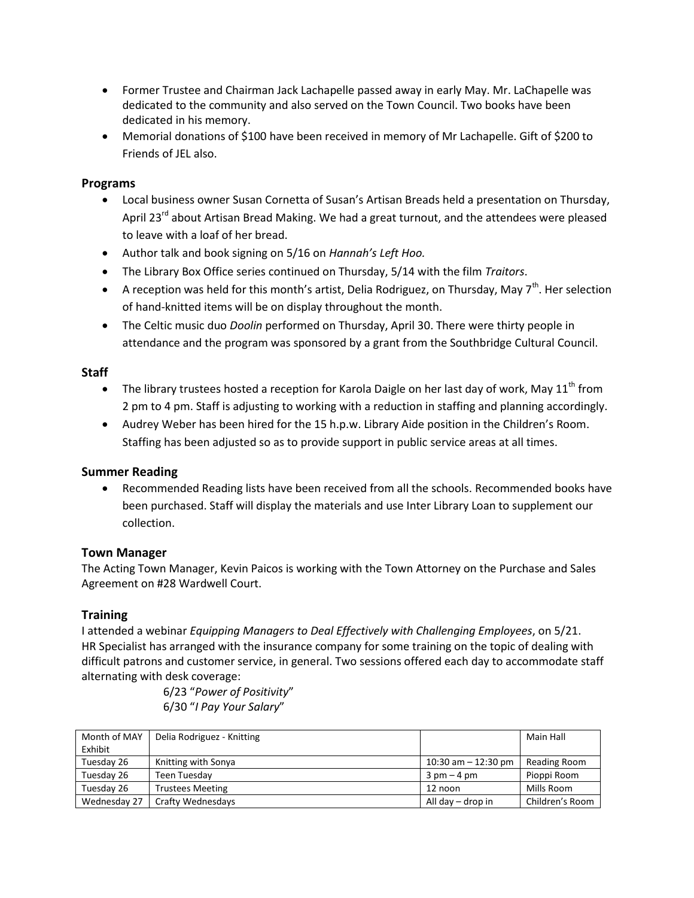- Former Trustee and Chairman Jack Lachapelle passed away in early May. Mr. LaChapelle was dedicated to the community and also served on the Town Council. Two books have been dedicated in his memory.
- Memorial donations of $100 have been received in memory of Mr Lachapelle. Gift of $200 to Friends of JEL also.

## Programs

- Local business owner Susan Cornetta of Susan's Artisan Breads held a presentation on Thursday, April 23rd about Artisan Bread Making. We had a great turnout, and the attendees were pleased to leave with a loaf of her bread.
- Author talk and book signing on 5/16 on *Hannah's Left Hoo.*
- The Library Box Office series continued on Thursday, 5/14 with the film *Traitors*.
- A reception was held for this month's artist, Delia Rodriguez, on Thursday, May 7th. Her selection of hand-knitted items will be on display throughout the month.
- The Celtic music duo *Doolin* performed on Thursday, April 30. There were thirty people in attendance and the program was sponsored by a grant from the Southbridge Cultural Council.

## Staff

- The library trustees hosted a reception for Karola Daigle on her last day of work, May 11th from 2 pm to 4 pm. Staff is adjusting to working with a reduction in staffing and planning accordingly.
- Audrey Weber has been hired for the 15 h.p.w. Library Aide position in the Children's Room. Staffing has been adjusted so as to provide support in public service areas at all times.

## Summer Reading

- Recommended Reading lists have been received from all the schools. Recommended books have been purchased. Staff will display the materials and use Inter Library Loan to supplement our collection.

## Town Manager

The Acting Town Manager, Kevin Paicos is working with the Town Attorney on the Purchase and Sales Agreement on #28 Wardwell Court.

## Training

I attended a webinar *Equipping Managers to Deal Effectively with Challenging Employees*, on 5/21.
HR Specialist has arranged with the insurance company for some training on the topic of dealing with difficult patrons and customer service, in general. Two sessions offered each day to accommodate staff alternating with desk coverage:

6/23 "*Power of Positivity*"
6/30 "*I Pay Your Salary*"

| Month of MAY Exhibit | Delia Rodriguez - Knitting | | Main Hall |
|---|---|---|---|
| Tuesday 26 | Knitting with Sonya | 10:30 am – 12:30 pm | Reading Room |
| Tuesday 26 | Teen Tuesday | 3 pm – 4 pm | Pioppi Room |
| Tuesday 26 | Trustees Meeting | 12 noon | Mills Room |
| Wednesday 27 | Crafty Wednesdays | All day – drop in | Children's Room |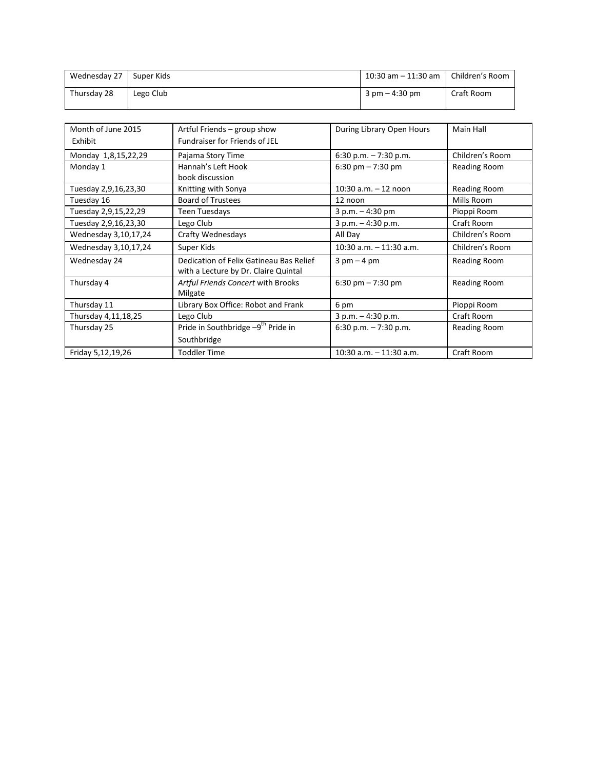| | | | |
|---|---|---|---|
| Wednesday 27 | Super Kids | 10:30 am – 11:30 am | Children's Room |
| Thursday 28 | Lego Club | 3 pm – 4:30 pm | Craft Room |

| | | | |
|---|---|---|---|
| Month of June 2015 Exhibit | Artful Friends – group show Fundraiser for Friends of JEL | During Library Open Hours | Main Hall |
| Monday 1,8,15,22,29 | Pajama Story Time | 6:30 p.m. – 7:30 p.m. | Children's Room |
| Monday 1 | Hannah's Left Hook book discussion | 6:30 pm – 7:30 pm | Reading Room |
| Tuesday 2,9,16,23,30 | Knitting with Sonya | 10:30 a.m. – 12 noon | Reading Room |
| Tuesday 16 | Board of Trustees | 12 noon | Mills Room |
| Tuesday 2,9,15,22,29 | Teen Tuesdays | 3 p.m. – 4:30 pm | Pioppi Room |
| Tuesday 2,9,16,23,30 | Lego Club | 3 p.m. – 4:30 p.m. | Craft Room |
| Wednesday 3,10,17,24 | Crafty Wednesdays | All Day | Children's Room |
| Wednesday 3,10,17,24 | Super Kids | 10:30 a.m. – 11:30 a.m. | Children's Room |
| Wednesday 24 | Dedication of Felix Gatineau Bas Relief with a Lecture by Dr. Claire Quintal | 3 pm – 4 pm | Reading Room |
| Thursday 4 | *Artful Friends Concert* with Brooks Milgate | 6:30 pm – 7:30 pm | Reading Room |
| Thursday 11 | Library Box Office: Robot and Frank | 6 pm | Pioppi Room |
| Thursday 4,11,18,25 | Lego Club | 3 p.m. – 4:30 p.m. | Craft Room |
| Thursday 25 | Pride in Southbridge –9th Pride in Southbridge | 6:30 p.m. – 7:30 p.m. | Reading Room |
| Friday 5,12,19,26 | Toddler Time | 10:30 a.m. – 11:30 a.m. | Craft Room |